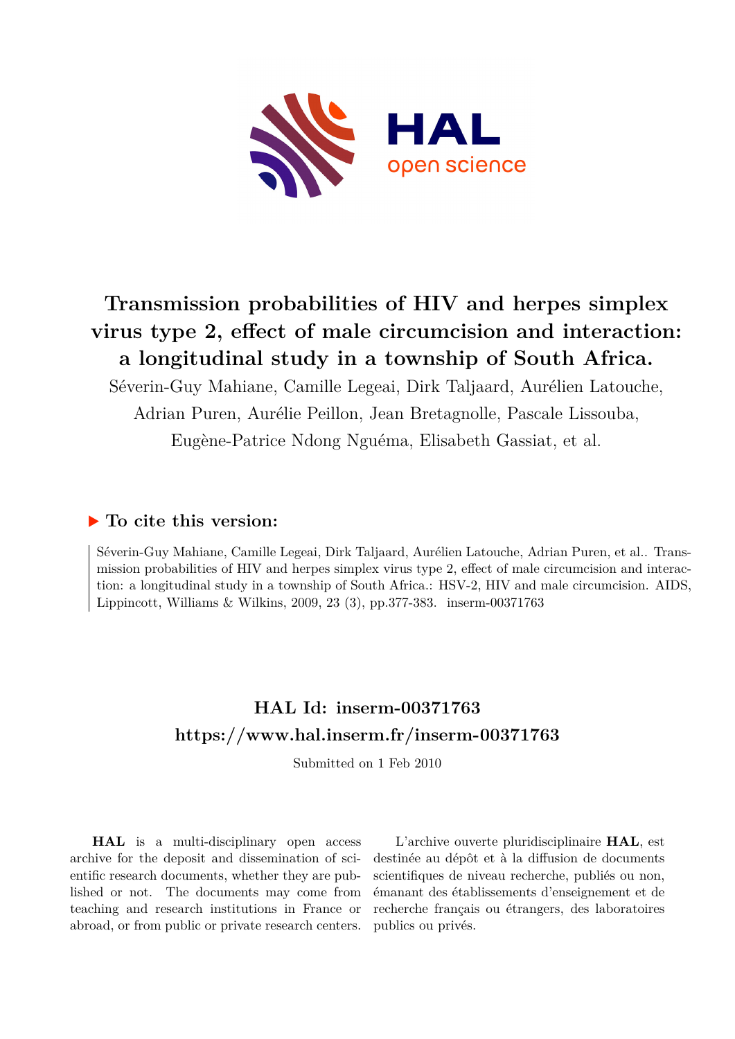# Transmission probabilities of HIV and herpes simplex virus type 2, effect of male circumcision and interaction: a longitudinal study in a township of South Africa.

Séverin-Guy Mahiane, Camille Legeai, Dirk Taljaard, Aurélien Latouche, Adrian Puren, Aurélie Peillon, Jean Bretagnolle, Pascale Lissouba, Eugène-Patrice Ndong Nguéma, Elisabeth Gassiat, et al.

## ▶ To cite this version:

Séverin-Guy Mahiane, Camille Legeai, Dirk Taljaard, Aurélien Latouche, Adrian Puren, et al.. Transmission probabilities of HIV and herpes simplex virus type 2, effect of male circumcision and interaction: a longitudinal study in a township of South Africa.: HSV-2, HIV and male circumcision. AIDS, Lippincott, Williams & Wilkins, 2009, 23 (3), pp.377-383. inserm-00371763

## HAL Id: inserm-00371763

## https://www.hal.inserm.fr/inserm-00371763

Submitted on 1 Feb 2010

**HAL** is a multi-disciplinary open access archive for the deposit and dissemination of scientific research documents, whether they are published or not. The documents may come from teaching and research institutions in France or abroad, or from public or private research centers.

L'archive ouverte pluridisciplinaire **HAL**, est destinée au dépôt et à la diffusion de documents scientifiques de niveau recherche, publiés ou non, émanant des établissements d'enseignement et de recherche français ou étrangers, des laboratoires publics ou privés.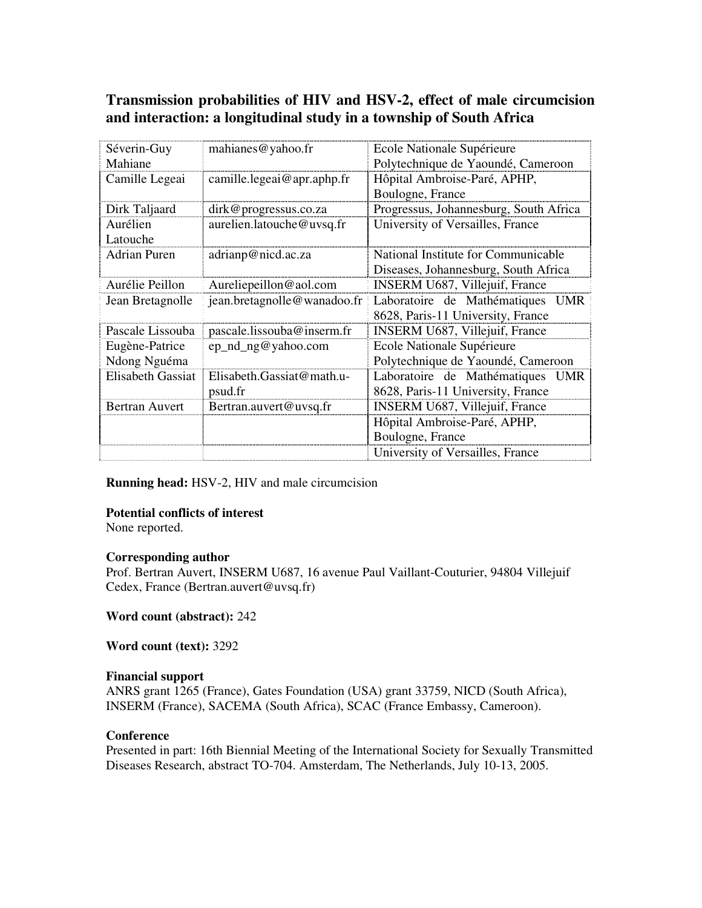# Transmission probabilities of HIV and HSV-2, effect of male circumcision and interaction: a longitudinal study in a township of South Africa

| | | |
|---|---|---|
| Séverin-Guy Mahiane | mahianes@yahoo.fr | Ecole Nationale Supérieure Polytechnique de Yaoundé, Cameroon |
| Camille Legeai | camille.legeai@apr.aphp.fr | Hôpital Ambroise-Paré, APHP, Boulogne, France |
| Dirk Taljaard | dirk@progressus.co.za | Progressus, Johannesburg, South Africa |
| Aurélien Latouche | aurelien.latouche@uvsq.fr | University of Versailles, France |
| Adrian Puren | adrianp@nicd.ac.za | National Institute for Communicable Diseases, Johannesburg, South Africa |
| Aurélie Peillon | Aureliepeillon@aol.com | INSERM U687, Villejuif, France |
| Jean Bretagnolle | jean.bretagnolle@wanadoo.fr | Laboratoire de Mathématiques UMR 8628, Paris-11 University, France |
| Pascale Lissouba | pascale.lissouba@inserm.fr | INSERM U687, Villejuif, France |
| Eugène-Patrice Ndong Nguéma | ep_nd_ng@yahoo.com | Ecole Nationale Supérieure Polytechnique de Yaoundé, Cameroon |
| Elisabeth Gassiat | Elisabeth.Gassiat@math.u-psud.fr | Laboratoire de Mathématiques UMR 8628, Paris-11 University, France |
| Bertran Auvert | Bertran.auvert@uvsq.fr | INSERM U687, Villejuif, France |
| | | Hôpital Ambroise-Paré, APHP, Boulogne, France |
| | | University of Versailles, France |

**Running head:** HSV-2, HIV and male circumcision

**Potential conflicts of interest**
None reported.

**Corresponding author**
Prof. Bertran Auvert, INSERM U687, 16 avenue Paul Vaillant-Couturier, 94804 Villejuif Cedex, France (Bertran.auvert@uvsq.fr)

**Word count (abstract):** 242

**Word count (text):** 3292

**Financial support**
ANRS grant 1265 (France), Gates Foundation (USA) grant 33759, NICD (South Africa), INSERM (France), SACEMA (South Africa), SCAC (France Embassy, Cameroon).

**Conference**
Presented in part: 16th Biennial Meeting of the International Society for Sexually Transmitted Diseases Research, abstract TO-704. Amsterdam, The Netherlands, July 10-13, 2005.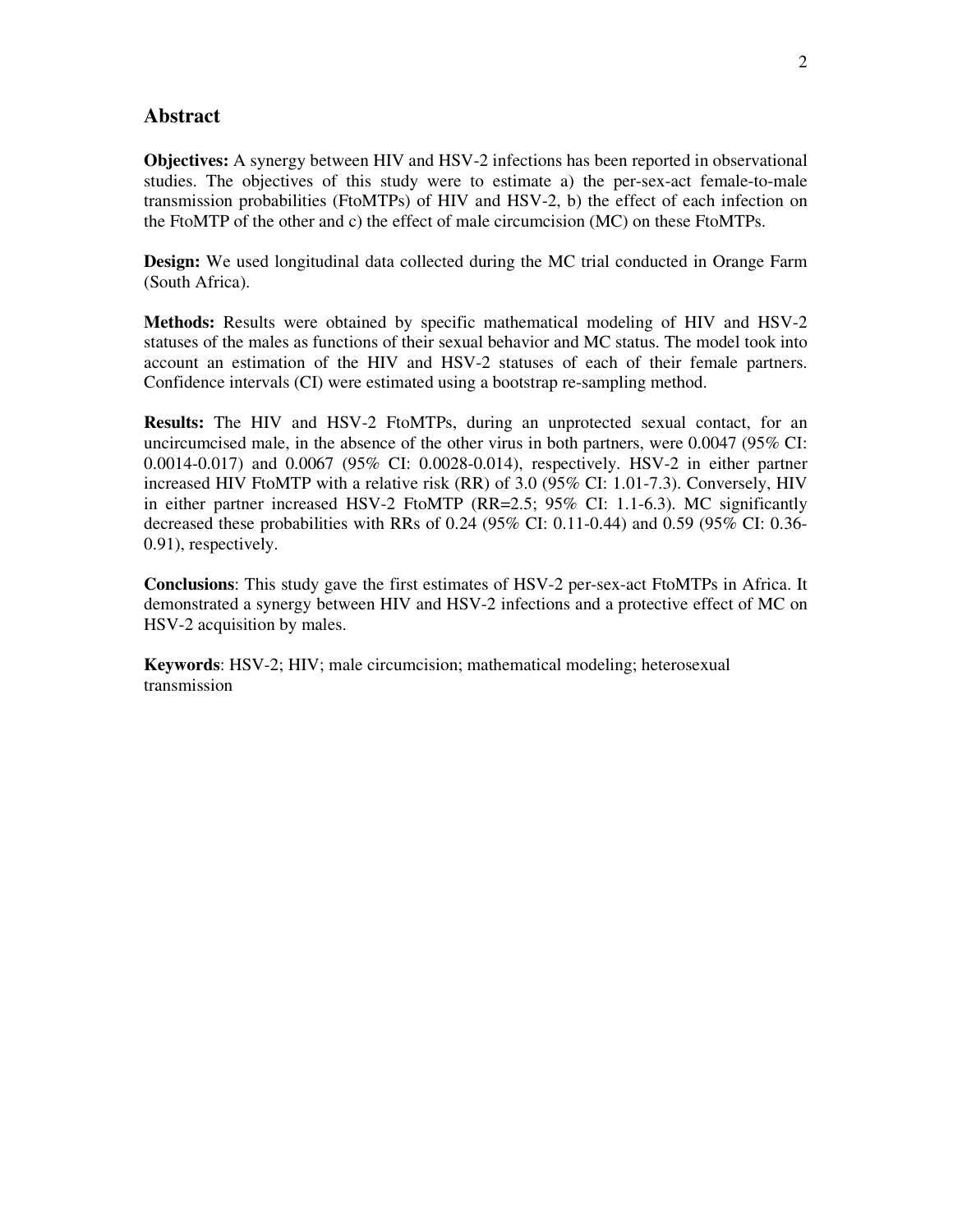## Abstract

**Objectives:** A synergy between HIV and HSV-2 infections has been reported in observational studies. The objectives of this study were to estimate a) the per-sex-act female-to-male transmission probabilities (FtoMTPs) of HIV and HSV-2, b) the effect of each infection on the FtoMTP of the other and c) the effect of male circumcision (MC) on these FtoMTPs.

**Design:** We used longitudinal data collected during the MC trial conducted in Orange Farm (South Africa).

**Methods:** Results were obtained by specific mathematical modeling of HIV and HSV-2 statuses of the males as functions of their sexual behavior and MC status. The model took into account an estimation of the HIV and HSV-2 statuses of each of their female partners. Confidence intervals (CI) were estimated using a bootstrap re-sampling method.

**Results:** The HIV and HSV-2 FtoMTPs, during an unprotected sexual contact, for an uncircumcised male, in the absence of the other virus in both partners, were 0.0047 (95% CI: 0.0014-0.017) and 0.0067 (95% CI: 0.0028-0.014), respectively. HSV-2 in either partner increased HIV FtoMTP with a relative risk (RR) of 3.0 (95% CI: 1.01-7.3). Conversely, HIV in either partner increased HSV-2 FtoMTP (RR=2.5; 95% CI: 1.1-6.3). MC significantly decreased these probabilities with RRs of 0.24 (95% CI: 0.11-0.44) and 0.59 (95% CI: 0.36-0.91), respectively.

**Conclusions**: This study gave the first estimates of HSV-2 per-sex-act FtoMTPs in Africa. It demonstrated a synergy between HIV and HSV-2 infections and a protective effect of MC on HSV-2 acquisition by males.

**Keywords**: HSV-2; HIV; male circumcision; mathematical modeling; heterosexual transmission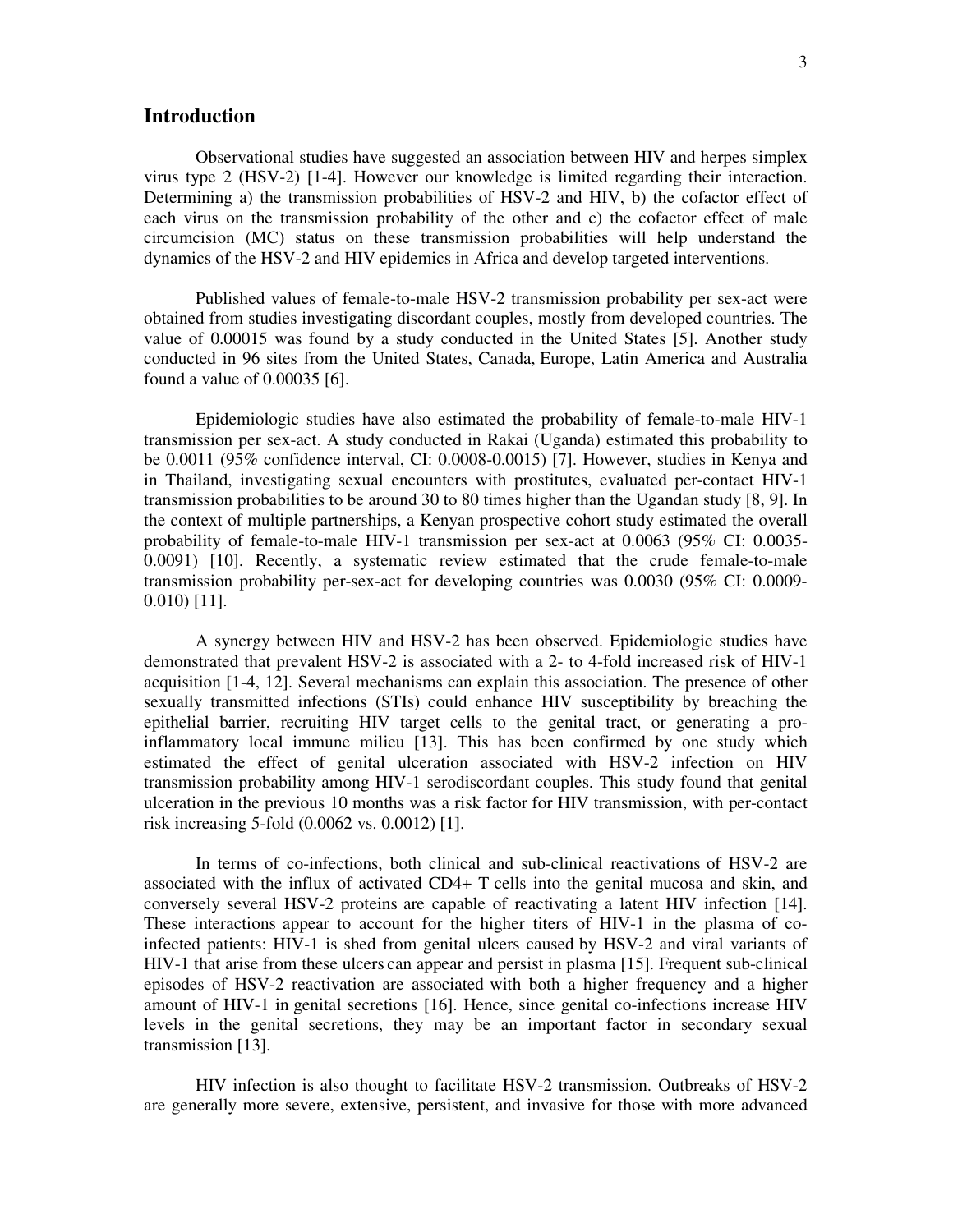## Introduction

Observational studies have suggested an association between HIV and herpes simplex virus type 2 (HSV-2) [1-4]. However our knowledge is limited regarding their interaction. Determining a) the transmission probabilities of HSV-2 and HIV, b) the cofactor effect of each virus on the transmission probability of the other and c) the cofactor effect of male circumcision (MC) status on these transmission probabilities will help understand the dynamics of the HSV-2 and HIV epidemics in Africa and develop targeted interventions.

Published values of female-to-male HSV-2 transmission probability per sex-act were obtained from studies investigating discordant couples, mostly from developed countries. The value of 0.00015 was found by a study conducted in the United States [5]. Another study conducted in 96 sites from the United States, Canada, Europe, Latin America and Australia found a value of 0.00035 [6].

Epidemiologic studies have also estimated the probability of female-to-male HIV-1 transmission per sex-act. A study conducted in Rakai (Uganda) estimated this probability to be 0.0011 (95% confidence interval, CI: 0.0008-0.0015) [7]. However, studies in Kenya and in Thailand, investigating sexual encounters with prostitutes, evaluated per-contact HIV-1 transmission probabilities to be around 30 to 80 times higher than the Ugandan study [8, 9]. In the context of multiple partnerships, a Kenyan prospective cohort study estimated the overall probability of female-to-male HIV-1 transmission per sex-act at 0.0063 (95% CI: 0.0035-0.0091) [10]. Recently, a systematic review estimated that the crude female-to-male transmission probability per-sex-act for developing countries was 0.0030 (95% CI: 0.0009-0.010) [11].

A synergy between HIV and HSV-2 has been observed. Epidemiologic studies have demonstrated that prevalent HSV-2 is associated with a 2- to 4-fold increased risk of HIV-1 acquisition [1-4, 12]. Several mechanisms can explain this association. The presence of other sexually transmitted infections (STIs) could enhance HIV susceptibility by breaching the epithelial barrier, recruiting HIV target cells to the genital tract, or generating a pro-inflammatory local immune milieu [13]. This has been confirmed by one study which estimated the effect of genital ulceration associated with HSV-2 infection on HIV transmission probability among HIV-1 serodiscordant couples. This study found that genital ulceration in the previous 10 months was a risk factor for HIV transmission, with per-contact risk increasing 5-fold (0.0062 vs. 0.0012) [1].

In terms of co-infections, both clinical and sub-clinical reactivations of HSV-2 are associated with the influx of activated CD4+ T cells into the genital mucosa and skin, and conversely several HSV-2 proteins are capable of reactivating a latent HIV infection [14]. These interactions appear to account for the higher titers of HIV-1 in the plasma of co-infected patients: HIV-1 is shed from genital ulcers caused by HSV-2 and viral variants of HIV-1 that arise from these ulcers can appear and persist in plasma [15]. Frequent sub-clinical episodes of HSV-2 reactivation are associated with both a higher frequency and a higher amount of HIV-1 in genital secretions [16]. Hence, since genital co-infections increase HIV levels in the genital secretions, they may be an important factor in secondary sexual transmission [13].

HIV infection is also thought to facilitate HSV-2 transmission. Outbreaks of HSV-2 are generally more severe, extensive, persistent, and invasive for those with more advanced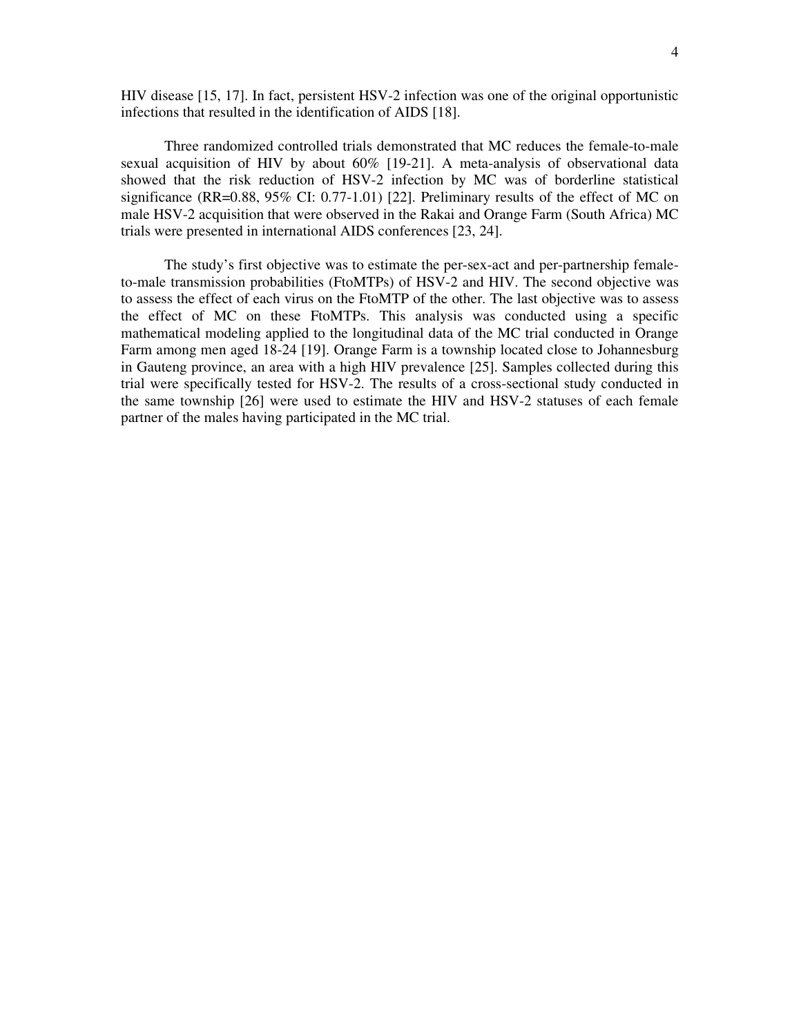HIV disease [15, 17]. In fact, persistent HSV-2 infection was one of the original opportunistic infections that resulted in the identification of AIDS [18].

Three randomized controlled trials demonstrated that MC reduces the female-to-male sexual acquisition of HIV by about 60% [19-21]. A meta-analysis of observational data showed that the risk reduction of HSV-2 infection by MC was of borderline statistical significance (RR=0.88, 95% CI: 0.77-1.01) [22]. Preliminary results of the effect of MC on male HSV-2 acquisition that were observed in the Rakai and Orange Farm (South Africa) MC trials were presented in international AIDS conferences [23, 24].

The study's first objective was to estimate the per-sex-act and per-partnership female-to-male transmission probabilities (FtoMTPs) of HSV-2 and HIV. The second objective was to assess the effect of each virus on the FtoMTP of the other. The last objective was to assess the effect of MC on these FtoMTPs. This analysis was conducted using a specific mathematical modeling applied to the longitudinal data of the MC trial conducted in Orange Farm among men aged 18-24 [19]. Orange Farm is a township located close to Johannesburg in Gauteng province, an area with a high HIV prevalence [25]. Samples collected during this trial were specifically tested for HSV-2. The results of a cross-sectional study conducted in the same township [26] were used to estimate the HIV and HSV-2 statuses of each female partner of the males having participated in the MC trial.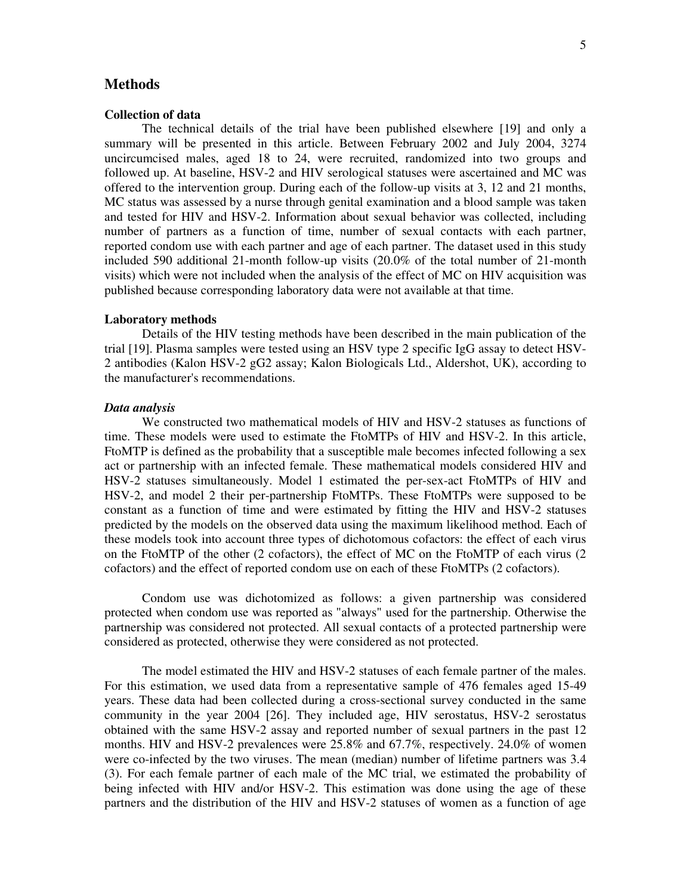## Methods

### Collection of data

The technical details of the trial have been published elsewhere [19] and only a summary will be presented in this article. Between February 2002 and July 2004, 3274 uncircumcised males, aged 18 to 24, were recruited, randomized into two groups and followed up. At baseline, HSV-2 and HIV serological statuses were ascertained and MC was offered to the intervention group. During each of the follow-up visits at 3, 12 and 21 months, MC status was assessed by a nurse through genital examination and a blood sample was taken and tested for HIV and HSV-2. Information about sexual behavior was collected, including number of partners as a function of time, number of sexual contacts with each partner, reported condom use with each partner and age of each partner. The dataset used in this study included 590 additional 21-month follow-up visits (20.0% of the total number of 21-month visits) which were not included when the analysis of the effect of MC on HIV acquisition was published because corresponding laboratory data were not available at that time.

### Laboratory methods

Details of the HIV testing methods have been described in the main publication of the trial [19]. Plasma samples were tested using an HSV type 2 specific IgG assay to detect HSV-2 antibodies (Kalon HSV-2 gG2 assay; Kalon Biologicals Ltd., Aldershot, UK), according to the manufacturer's recommendations.

### *Data analysis*

We constructed two mathematical models of HIV and HSV-2 statuses as functions of time. These models were used to estimate the FtoMTPs of HIV and HSV-2. In this article, FtoMTP is defined as the probability that a susceptible male becomes infected following a sex act or partnership with an infected female. These mathematical models considered HIV and HSV-2 statuses simultaneously. Model 1 estimated the per-sex-act FtoMTPs of HIV and HSV-2, and model 2 their per-partnership FtoMTPs. These FtoMTPs were supposed to be constant as a function of time and were estimated by fitting the HIV and HSV-2 statuses predicted by the models on the observed data using the maximum likelihood method. Each of these models took into account three types of dichotomous cofactors: the effect of each virus on the FtoMTP of the other (2 cofactors), the effect of MC on the FtoMTP of each virus (2 cofactors) and the effect of reported condom use on each of these FtoMTPs (2 cofactors).

Condom use was dichotomized as follows: a given partnership was considered protected when condom use was reported as "always" used for the partnership. Otherwise the partnership was considered not protected. All sexual contacts of a protected partnership were considered as protected, otherwise they were considered as not protected.

The model estimated the HIV and HSV-2 statuses of each female partner of the males. For this estimation, we used data from a representative sample of 476 females aged 15-49 years. These data had been collected during a cross-sectional survey conducted in the same community in the year 2004 [26]. They included age, HIV serostatus, HSV-2 serostatus obtained with the same HSV-2 assay and reported number of sexual partners in the past 12 months. HIV and HSV-2 prevalences were 25.8% and 67.7%, respectively. 24.0% of women were co-infected by the two viruses. The mean (median) number of lifetime partners was 3.4 (3). For each female partner of each male of the MC trial, we estimated the probability of being infected with HIV and/or HSV-2. This estimation was done using the age of these partners and the distribution of the HIV and HSV-2 statuses of women as a function of age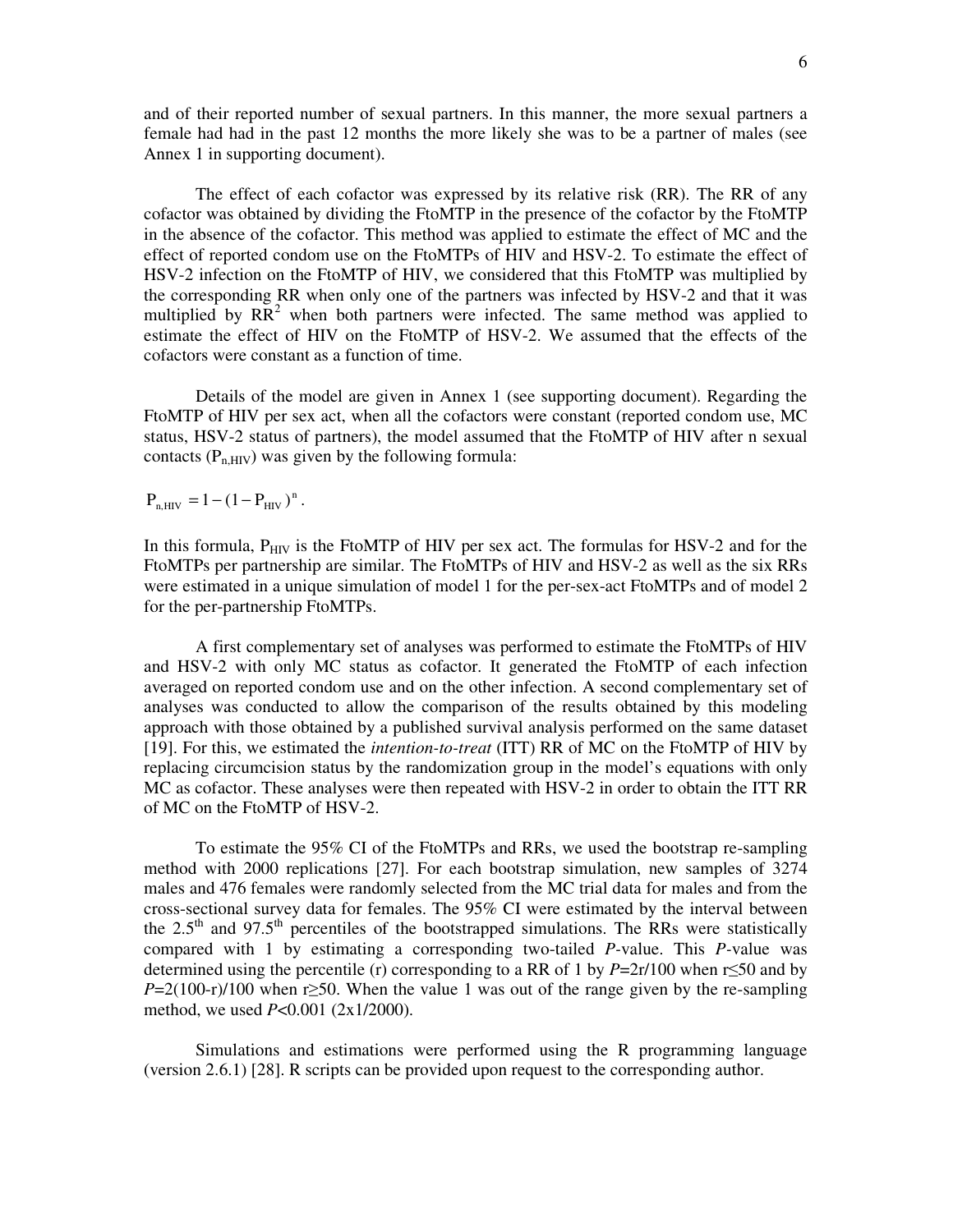and of their reported number of sexual partners. In this manner, the more sexual partners a female had had in the past 12 months the more likely she was to be a partner of males (see Annex 1 in supporting document).

The effect of each cofactor was expressed by its relative risk (RR). The RR of any cofactor was obtained by dividing the FtoMTP in the presence of the cofactor by the FtoMTP in the absence of the cofactor. This method was applied to estimate the effect of MC and the effect of reported condom use on the FtoMTPs of HIV and HSV-2. To estimate the effect of HSV-2 infection on the FtoMTP of HIV, we considered that this FtoMTP was multiplied by the corresponding RR when only one of the partners was infected by HSV-2 and that it was multiplied by $RR^2$ when both partners were infected. The same method was applied to estimate the effect of HIV on the FtoMTP of HSV-2. We assumed that the effects of the cofactors were constant as a function of time.

Details of the model are given in Annex 1 (see supporting document). Regarding the FtoMTP of HIV per sex act, when all the cofactors were constant (reported condom use, MC status, HSV-2 status of partners), the model assumed that the FtoMTP of HIV after n sexual contacts ($P_{n,HIV}$) was given by the following formula:

$$P_{n,HIV} = 1 - (1 - P_{HIV})^n .$$

In this formula, $P_{HIV}$ is the FtoMTP of HIV per sex act. The formulas for HSV-2 and for the FtoMTPs per partnership are similar. The FtoMTPs of HIV and HSV-2 as well as the six RRs were estimated in a unique simulation of model 1 for the per-sex-act FtoMTPs and of model 2 for the per-partnership FtoMTPs.

A first complementary set of analyses was performed to estimate the FtoMTPs of HIV and HSV-2 with only MC status as cofactor. It generated the FtoMTP of each infection averaged on reported condom use and on the other infection. A second complementary set of analyses was conducted to allow the comparison of the results obtained by this modeling approach with those obtained by a published survival analysis performed on the same dataset [19]. For this, we estimated the *intention-to-treat* (ITT) RR of MC on the FtoMTP of HIV by replacing circumcision status by the randomization group in the model's equations with only MC as cofactor. These analyses were then repeated with HSV-2 in order to obtain the ITT RR of MC on the FtoMTP of HSV-2.

To estimate the 95% CI of the FtoMTPs and RRs, we used the bootstrap re-sampling method with 2000 replications [27]. For each bootstrap simulation, new samples of 3274 males and 476 females were randomly selected from the MC trial data for males and from the cross-sectional survey data for females. The 95% CI were estimated by the interval between the 2.5[th] and 97.5[th] percentiles of the bootstrapped simulations. The RRs were statistically compared with 1 by estimating a corresponding two-tailed *P*-value. This *P*-value was determined using the percentile (r) corresponding to a RR of 1 by $P=2r/100$ when $r \leq 50$ and by $P=2(100-r)/100$ when $r \geq 50$. When the value 1 was out of the range given by the re-sampling method, we used $P<0.001$ (2x1/2000).

Simulations and estimations were performed using the R programming language (version 2.6.1) [28]. R scripts can be provided upon request to the corresponding author.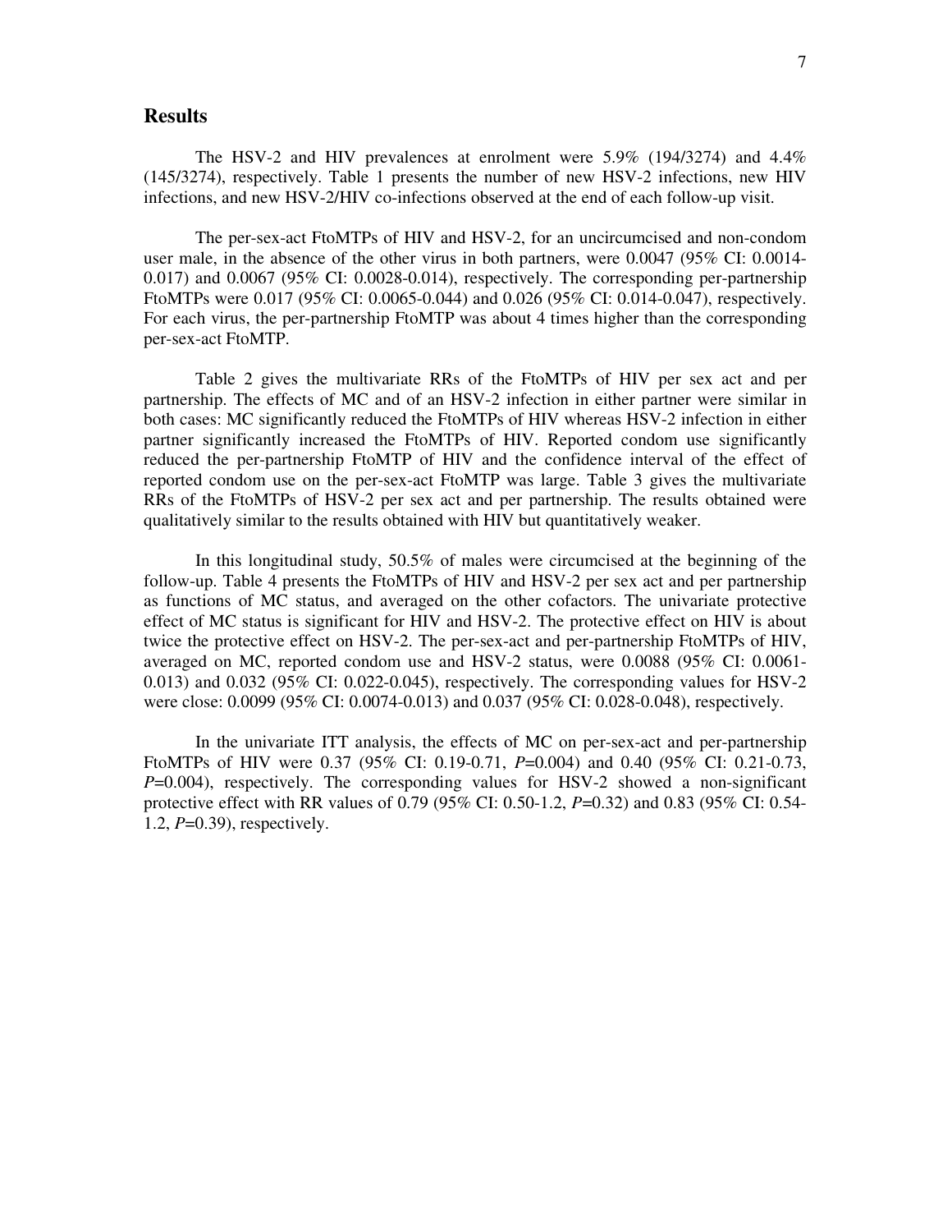## Results

The HSV-2 and HIV prevalences at enrolment were 5.9% (194/3274) and 4.4% (145/3274), respectively. Table 1 presents the number of new HSV-2 infections, new HIV infections, and new HSV-2/HIV co-infections observed at the end of each follow-up visit.

The per-sex-act FtoMTPs of HIV and HSV-2, for an uncircumcised and non-condom user male, in the absence of the other virus in both partners, were 0.0047 (95% CI: 0.0014-0.017) and 0.0067 (95% CI: 0.0028-0.014), respectively. The corresponding per-partnership FtoMTPs were 0.017 (95% CI: 0.0065-0.044) and 0.026 (95% CI: 0.014-0.047), respectively. For each virus, the per-partnership FtoMTP was about 4 times higher than the corresponding per-sex-act FtoMTP.

Table 2 gives the multivariate RRs of the FtoMTPs of HIV per sex act and per partnership. The effects of MC and of an HSV-2 infection in either partner were similar in both cases: MC significantly reduced the FtoMTPs of HIV whereas HSV-2 infection in either partner significantly increased the FtoMTPs of HIV. Reported condom use significantly reduced the per-partnership FtoMTP of HIV and the confidence interval of the effect of reported condom use on the per-sex-act FtoMTP was large. Table 3 gives the multivariate RRs of the FtoMTPs of HSV-2 per sex act and per partnership. The results obtained were qualitatively similar to the results obtained with HIV but quantitatively weaker.

In this longitudinal study, 50.5% of males were circumcised at the beginning of the follow-up. Table 4 presents the FtoMTPs of HIV and HSV-2 per sex act and per partnership as functions of MC status, and averaged on the other cofactors. The univariate protective effect of MC status is significant for HIV and HSV-2. The protective effect on HIV is about twice the protective effect on HSV-2. The per-sex-act and per-partnership FtoMTPs of HIV, averaged on MC, reported condom use and HSV-2 status, were 0.0088 (95% CI: 0.0061-0.013) and 0.032 (95% CI: 0.022-0.045), respectively. The corresponding values for HSV-2 were close: 0.0099 (95% CI: 0.0074-0.013) and 0.037 (95% CI: 0.028-0.048), respectively.

In the univariate ITT analysis, the effects of MC on per-sex-act and per-partnership FtoMTPs of HIV were 0.37 (95% CI: 0.19-0.71, $P$=0.004) and 0.40 (95% CI: 0.21-0.73, $P$=0.004), respectively. The corresponding values for HSV-2 showed a non-significant protective effect with RR values of 0.79 (95% CI: 0.50-1.2, $P$=0.32) and 0.83 (95% CI: 0.54-1.2, $P$=0.39), respectively.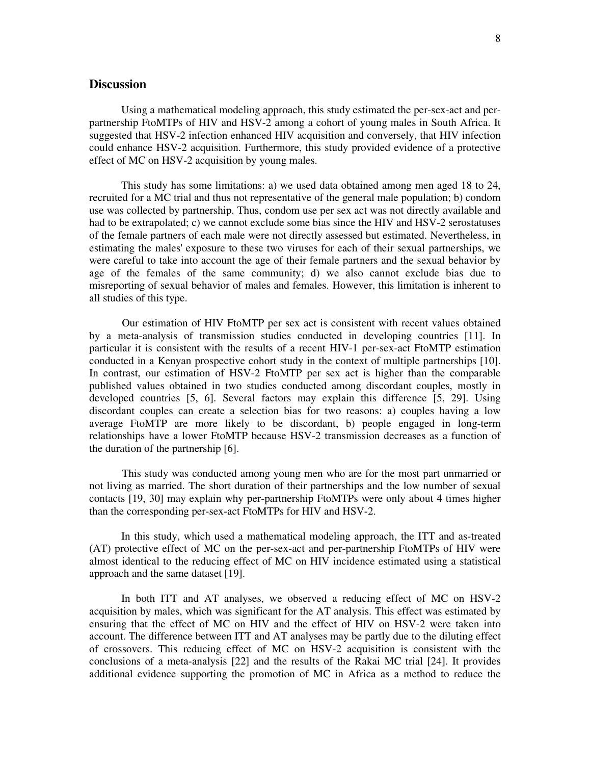## Discussion

Using a mathematical modeling approach, this study estimated the per-sex-act and per-partnership FtoMTPs of HIV and HSV-2 among a cohort of young males in South Africa. It suggested that HSV-2 infection enhanced HIV acquisition and conversely, that HIV infection could enhance HSV-2 acquisition. Furthermore, this study provided evidence of a protective effect of MC on HSV-2 acquisition by young males.

This study has some limitations: a) we used data obtained among men aged 18 to 24, recruited for a MC trial and thus not representative of the general male population; b) condom use was collected by partnership. Thus, condom use per sex act was not directly available and had to be extrapolated; c) we cannot exclude some bias since the HIV and HSV-2 serostatuses of the female partners of each male were not directly assessed but estimated. Nevertheless, in estimating the males' exposure to these two viruses for each of their sexual partnerships, we were careful to take into account the age of their female partners and the sexual behavior by age of the females of the same community; d) we also cannot exclude bias due to misreporting of sexual behavior of males and females. However, this limitation is inherent to all studies of this type.

Our estimation of HIV FtoMTP per sex act is consistent with recent values obtained by a meta-analysis of transmission studies conducted in developing countries [11]. In particular it is consistent with the results of a recent HIV-1 per-sex-act FtoMTP estimation conducted in a Kenyan prospective cohort study in the context of multiple partnerships [10]. In contrast, our estimation of HSV-2 FtoMTP per sex act is higher than the comparable published values obtained in two studies conducted among discordant couples, mostly in developed countries [5, 6]. Several factors may explain this difference [5, 29]. Using discordant couples can create a selection bias for two reasons: a) couples having a low average FtoMTP are more likely to be discordant, b) people engaged in long-term relationships have a lower FtoMTP because HSV-2 transmission decreases as a function of the duration of the partnership [6].

This study was conducted among young men who are for the most part unmarried or not living as married. The short duration of their partnerships and the low number of sexual contacts [19, 30] may explain why per-partnership FtoMTPs were only about 4 times higher than the corresponding per-sex-act FtoMTPs for HIV and HSV-2.

In this study, which used a mathematical modeling approach, the ITT and as-treated (AT) protective effect of MC on the per-sex-act and per-partnership FtoMTPs of HIV were almost identical to the reducing effect of MC on HIV incidence estimated using a statistical approach and the same dataset [19].

In both ITT and AT analyses, we observed a reducing effect of MC on HSV-2 acquisition by males, which was significant for the AT analysis. This effect was estimated by ensuring that the effect of MC on HIV and the effect of HIV on HSV-2 were taken into account. The difference between ITT and AT analyses may be partly due to the diluting effect of crossovers. This reducing effect of MC on HSV-2 acquisition is consistent with the conclusions of a meta-analysis [22] and the results of the Rakai MC trial [24]. It provides additional evidence supporting the promotion of MC in Africa as a method to reduce the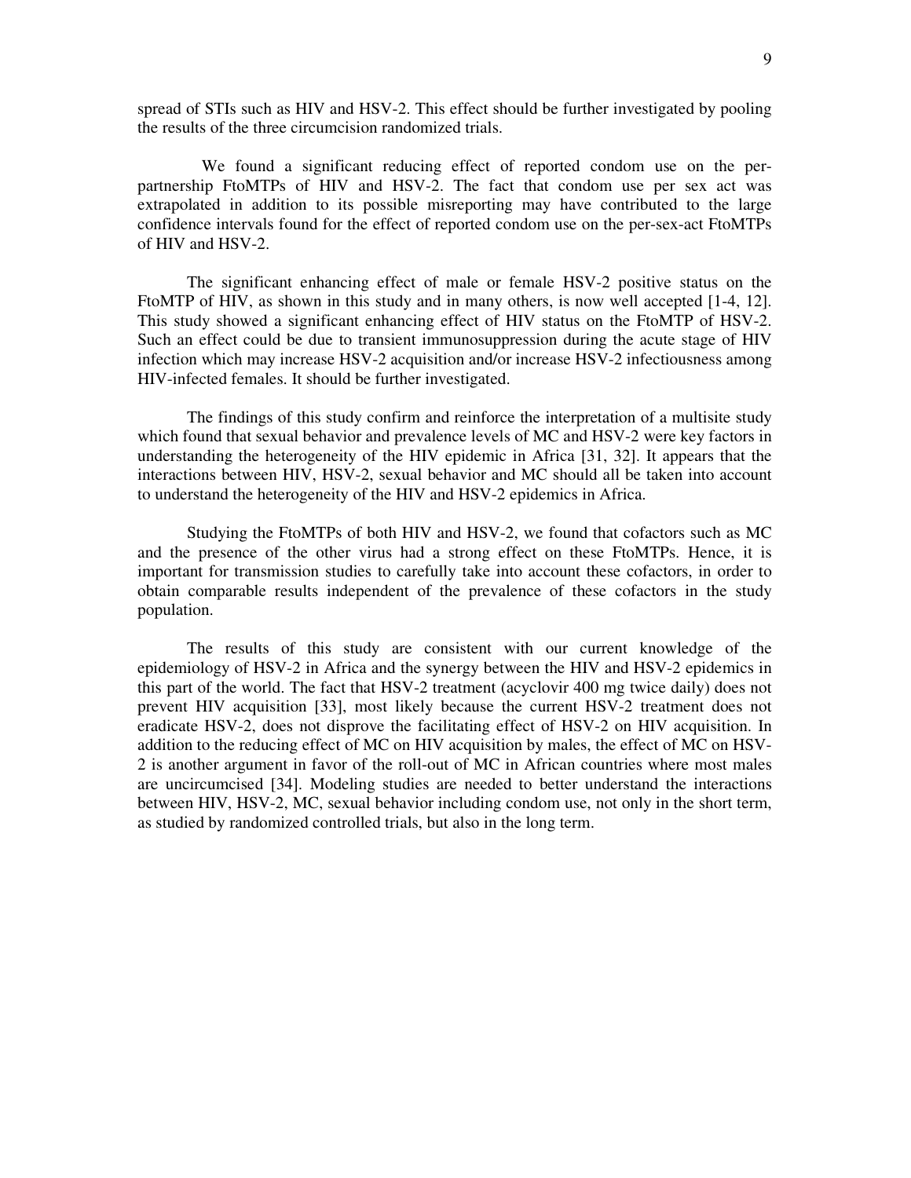spread of STIs such as HIV and HSV-2. This effect should be further investigated by pooling the results of the three circumcision randomized trials.

We found a significant reducing effect of reported condom use on the per-partnership FtoMTPs of HIV and HSV-2. The fact that condom use per sex act was extrapolated in addition to its possible misreporting may have contributed to the large confidence intervals found for the effect of reported condom use on the per-sex-act FtoMTPs of HIV and HSV-2.

The significant enhancing effect of male or female HSV-2 positive status on the FtoMTP of HIV, as shown in this study and in many others, is now well accepted [1-4, 12]. This study showed a significant enhancing effect of HIV status on the FtoMTP of HSV-2. Such an effect could be due to transient immunosuppression during the acute stage of HIV infection which may increase HSV-2 acquisition and/or increase HSV-2 infectiousness among HIV-infected females. It should be further investigated.

The findings of this study confirm and reinforce the interpretation of a multisite study which found that sexual behavior and prevalence levels of MC and HSV-2 were key factors in understanding the heterogeneity of the HIV epidemic in Africa [31, 32]. It appears that the interactions between HIV, HSV-2, sexual behavior and MC should all be taken into account to understand the heterogeneity of the HIV and HSV-2 epidemics in Africa.

Studying the FtoMTPs of both HIV and HSV-2, we found that cofactors such as MC and the presence of the other virus had a strong effect on these FtoMTPs. Hence, it is important for transmission studies to carefully take into account these cofactors, in order to obtain comparable results independent of the prevalence of these cofactors in the study population.

The results of this study are consistent with our current knowledge of the epidemiology of HSV-2 in Africa and the synergy between the HIV and HSV-2 epidemics in this part of the world. The fact that HSV-2 treatment (acyclovir 400 mg twice daily) does not prevent HIV acquisition [33], most likely because the current HSV-2 treatment does not eradicate HSV-2, does not disprove the facilitating effect of HSV-2 on HIV acquisition. In addition to the reducing effect of MC on HIV acquisition by males, the effect of MC on HSV-2 is another argument in favor of the roll-out of MC in African countries where most males are uncircumcised [34]. Modeling studies are needed to better understand the interactions between HIV, HSV-2, MC, sexual behavior including condom use, not only in the short term, as studied by randomized controlled trials, but also in the long term.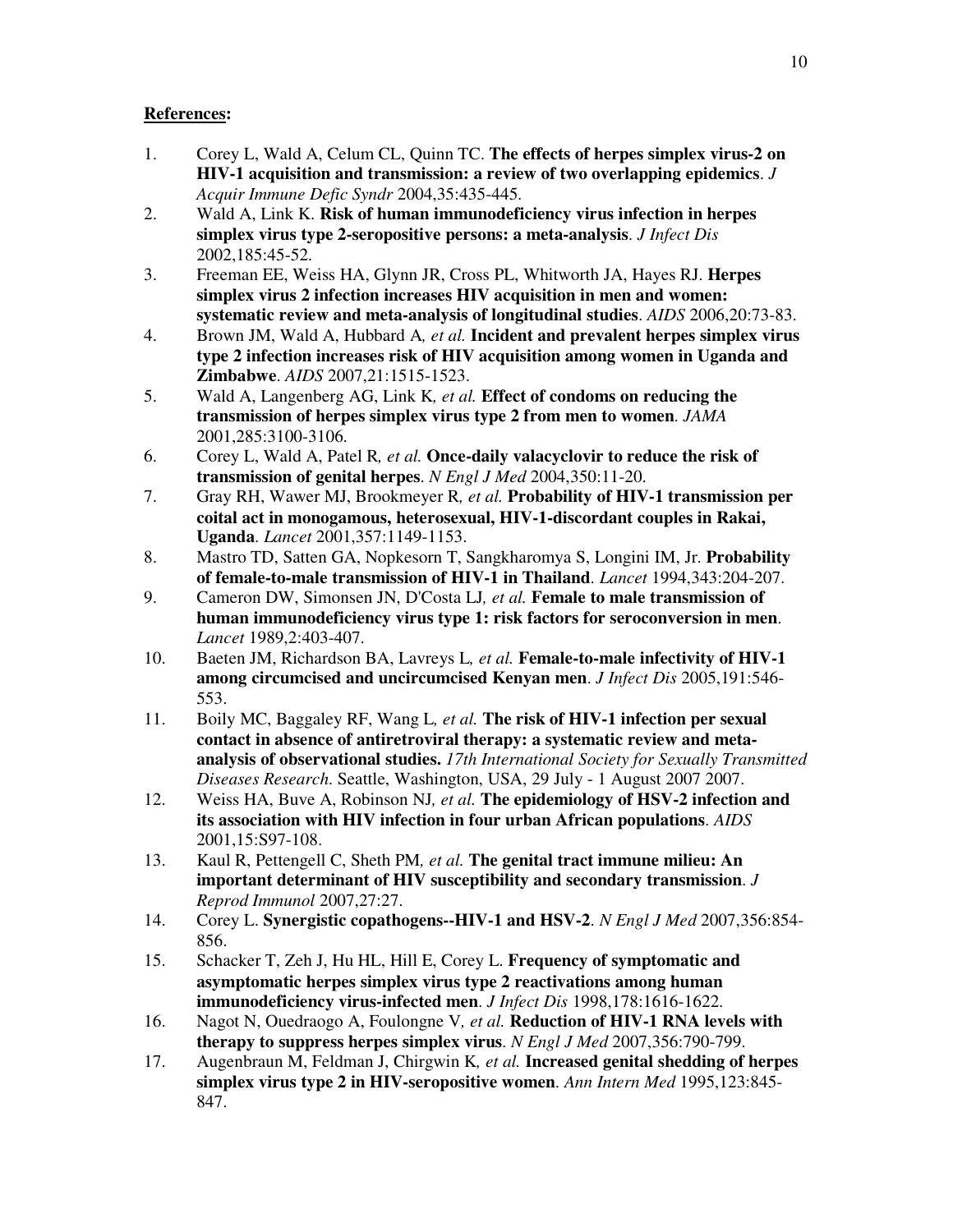**References:**

1. Corey L, Wald A, Celum CL, Quinn TC. **The effects of herpes simplex virus-2 on HIV-1 acquisition and transmission: a review of two overlapping epidemics**. *J Acquir Immune Defic Syndr* 2004,35:435-445.
2. Wald A, Link K. **Risk of human immunodeficiency virus infection in herpes simplex virus type 2-seropositive persons: a meta-analysis**. *J Infect Dis* 2002,185:45-52.
3. Freeman EE, Weiss HA, Glynn JR, Cross PL, Whitworth JA, Hayes RJ. **Herpes simplex virus 2 infection increases HIV acquisition in men and women: systematic review and meta-analysis of longitudinal studies**. *AIDS* 2006,20:73-83.
4. Brown JM, Wald A, Hubbard A*, et al.* **Incident and prevalent herpes simplex virus type 2 infection increases risk of HIV acquisition among women in Uganda and Zimbabwe**. *AIDS* 2007,21:1515-1523.
5. Wald A, Langenberg AG, Link K*, et al.* **Effect of condoms on reducing the transmission of herpes simplex virus type 2 from men to women**. *JAMA* 2001,285:3100-3106.
6. Corey L, Wald A, Patel R*, et al.* **Once-daily valacyclovir to reduce the risk of transmission of genital herpes**. *N Engl J Med* 2004,350:11-20.
7. Gray RH, Wawer MJ, Brookmeyer R*, et al.* **Probability of HIV-1 transmission per coital act in monogamous, heterosexual, HIV-1-discordant couples in Rakai, Uganda**. *Lancet* 2001,357:1149-1153.
8. Mastro TD, Satten GA, Nopkesorn T, Sangkharomya S, Longini IM, Jr. **Probability of female-to-male transmission of HIV-1 in Thailand**. *Lancet* 1994,343:204-207.
9. Cameron DW, Simonsen JN, D'Costa LJ*, et al.* **Female to male transmission of human immunodeficiency virus type 1: risk factors for seroconversion in men**. *Lancet* 1989,2:403-407.
10. Baeten JM, Richardson BA, Lavreys L*, et al.* **Female-to-male infectivity of HIV-1 among circumcised and uncircumcised Kenyan men**. *J Infect Dis* 2005,191:546-553.
11. Boily MC, Baggaley RF, Wang L*, et al.* **The risk of HIV-1 infection per sexual contact in absence of antiretroviral therapy: a systematic review and meta-analysis of observational studies.** *17th International Society for Sexually Transmitted Diseases Research*. Seattle, Washington, USA, 29 July - 1 August 2007 2007.
12. Weiss HA, Buve A, Robinson NJ*, et al.* **The epidemiology of HSV-2 infection and its association with HIV infection in four urban African populations**. *AIDS* 2001,15:S97-108.
13. Kaul R, Pettengell C, Sheth PM*, et al.* **The genital tract immune milieu: An important determinant of HIV susceptibility and secondary transmission**. *J Reprod Immunol* 2007,27:27.
14. Corey L. **Synergistic copathogens--HIV-1 and HSV-2**. *N Engl J Med* 2007,356:854-856.
15. Schacker T, Zeh J, Hu HL, Hill E, Corey L. **Frequency of symptomatic and asymptomatic herpes simplex virus type 2 reactivations among human immunodeficiency virus-infected men**. *J Infect Dis* 1998,178:1616-1622.
16. Nagot N, Ouedraogo A, Foulongne V*, et al.* **Reduction of HIV-1 RNA levels with therapy to suppress herpes simplex virus**. *N Engl J Med* 2007,356:790-799.
17. Augenbraun M, Feldman J, Chirgwin K*, et al.* **Increased genital shedding of herpes simplex virus type 2 in HIV-seropositive women**. *Ann Intern Med* 1995,123:845-847.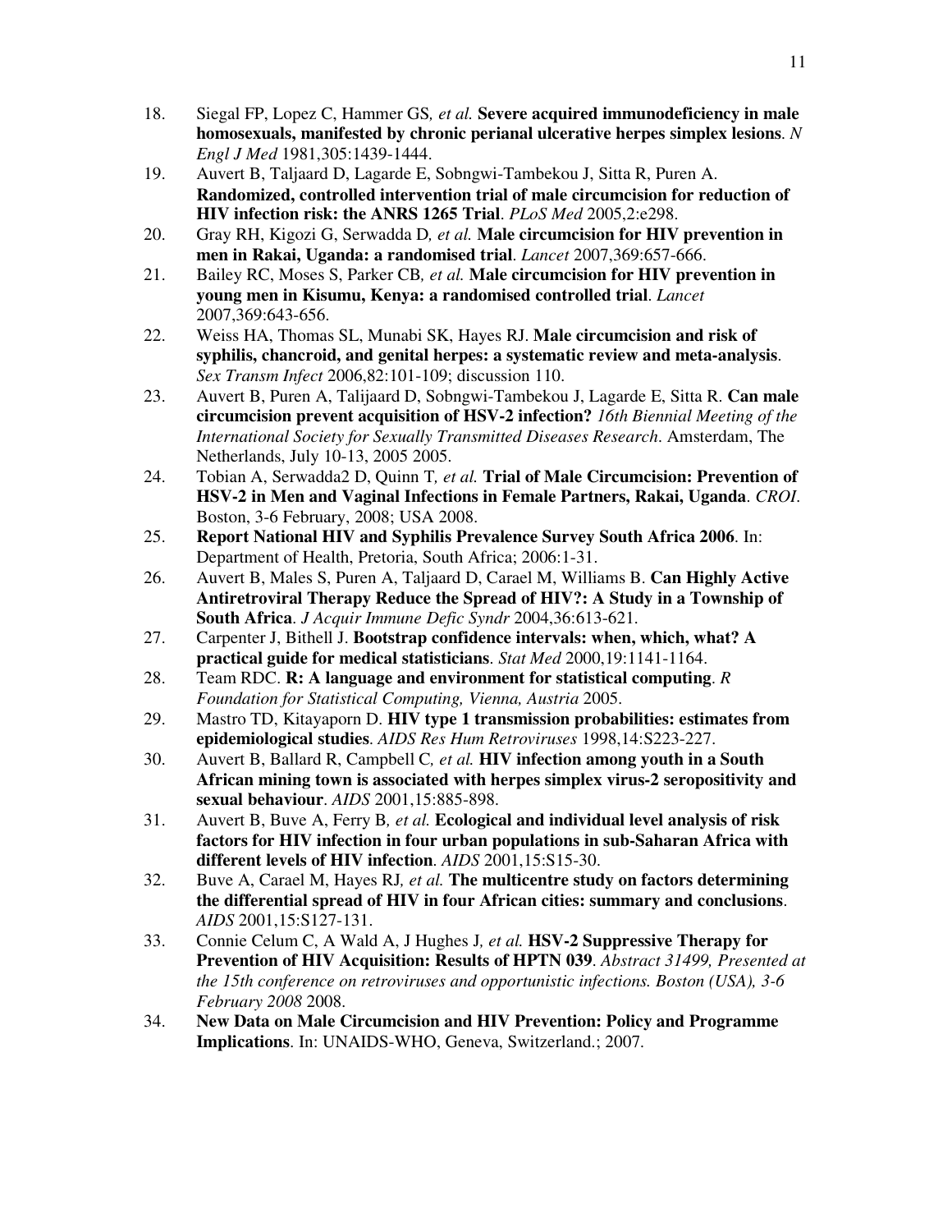18. Siegal FP, Lopez C, Hammer GS*, et al.* **Severe acquired immunodeficiency in male homosexuals, manifested by chronic perianal ulcerative herpes simplex lesions**. *N Engl J Med* 1981,305:1439-1444.
19. Auvert B, Taljaard D, Lagarde E, Sobngwi-Tambekou J, Sitta R, Puren A. **Randomized, controlled intervention trial of male circumcision for reduction of HIV infection risk: the ANRS 1265 Trial**. *PLoS Med* 2005,2:e298.
20. Gray RH, Kigozi G, Serwadda D*, et al.* **Male circumcision for HIV prevention in men in Rakai, Uganda: a randomised trial**. *Lancet* 2007,369:657-666.
21. Bailey RC, Moses S, Parker CB*, et al.* **Male circumcision for HIV prevention in young men in Kisumu, Kenya: a randomised controlled trial**. *Lancet* 2007,369:643-656.
22. Weiss HA, Thomas SL, Munabi SK, Hayes RJ. **Male circumcision and risk of syphilis, chancroid, and genital herpes: a systematic review and meta-analysis**. *Sex Transm Infect* 2006,82:101-109; discussion 110.
23. Auvert B, Puren A, Talijaard D, Sobngwi-Tambekou J, Lagarde E, Sitta R. **Can male circumcision prevent acquisition of HSV-2 infection?** *16th Biennial Meeting of the International Society for Sexually Transmitted Diseases Research*. Amsterdam, The Netherlands, July 10-13, 2005 2005.
24. Tobian A, Serwadda2 D, Quinn T*, et al.* **Trial of Male Circumcision: Prevention of HSV-2 in Men and Vaginal Infections in Female Partners, Rakai, Uganda**. *CROI*. Boston, 3-6 February, 2008; USA 2008.
25. **Report National HIV and Syphilis Prevalence Survey South Africa 2006**. In: Department of Health, Pretoria, South Africa; 2006:1-31.
26. Auvert B, Males S, Puren A, Taljaard D, Carael M, Williams B. **Can Highly Active Antiretroviral Therapy Reduce the Spread of HIV?: A Study in a Township of South Africa**. *J Acquir Immune Defic Syndr* 2004,36:613-621.
27. Carpenter J, Bithell J. **Bootstrap confidence intervals: when, which, what? A practical guide for medical statisticians**. *Stat Med* 2000,19:1141-1164.
28. Team RDC. **R: A language and environment for statistical computing**. *R Foundation for Statistical Computing, Vienna, Austria* 2005.
29. Mastro TD, Kitayaporn D. **HIV type 1 transmission probabilities: estimates from epidemiological studies**. *AIDS Res Hum Retroviruses* 1998,14:S223-227.
30. Auvert B, Ballard R, Campbell C*, et al.* **HIV infection among youth in a South African mining town is associated with herpes simplex virus-2 seropositivity and sexual behaviour**. *AIDS* 2001,15:885-898.
31. Auvert B, Buve A, Ferry B*, et al.* **Ecological and individual level analysis of risk factors for HIV infection in four urban populations in sub-Saharan Africa with different levels of HIV infection**. *AIDS* 2001,15:S15-30.
32. Buve A, Carael M, Hayes RJ*, et al.* **The multicentre study on factors determining the differential spread of HIV in four African cities: summary and conclusions**. *AIDS* 2001,15:S127-131.
33. Connie Celum C, A Wald A, J Hughes J*, et al.* **HSV-2 Suppressive Therapy for Prevention of HIV Acquisition: Results of HPTN 039**. *Abstract 31499, Presented at the 15th conference on retroviruses and opportunistic infections. Boston (USA), 3-6 February 2008* 2008.
34. **New Data on Male Circumcision and HIV Prevention: Policy and Programme Implications**. In: UNAIDS-WHO, Geneva, Switzerland.; 2007.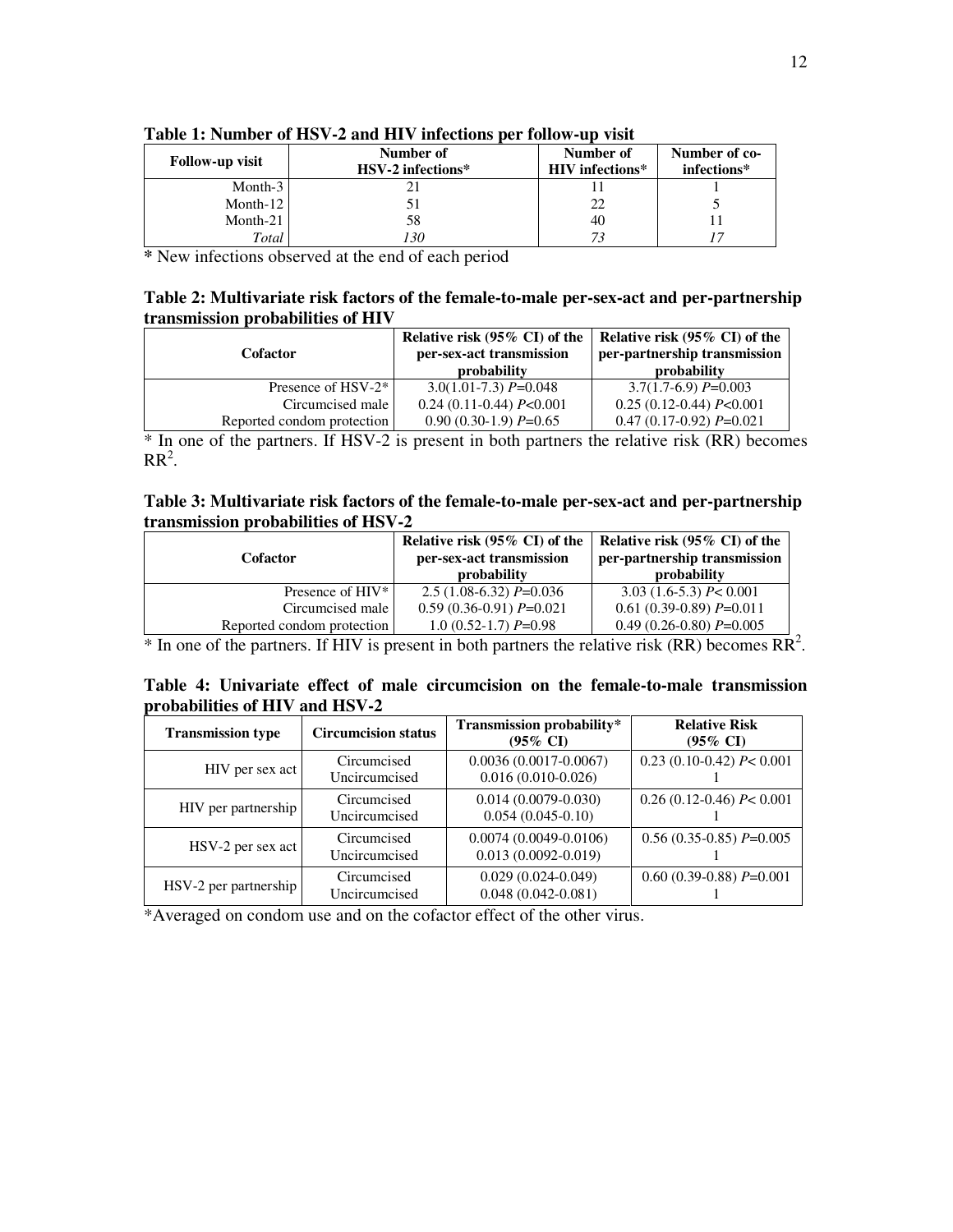**Table 1: Number of HSV-2 and HIV infections per follow-up visit**

| Follow-up visit | Number of HSV-2 infections* | Number of HIV infections* | Number of co-infections* |
|---|---|---|---|
| Month-3 | 21 | 11 | 1 |
| Month-12 | 51 | 22 | 5 |
| Month-21 | 58 | 40 | 11 |
| *Total* | *130* | *73* | *17* |

**\*** New infections observed at the end of each period

**Table 2: Multivariate risk factors of the female-to-male per-sex-act and per-partnership transmission probabilities of HIV**

| Cofactor | Relative risk (95% CI) of the per-sex-act transmission probability | Relative risk (95% CI) of the per-partnership transmission probability |
|---|---|---|
| Presence of HSV-2* | 3.0(1.01-7.3) $P$=0.048 | 3.7(1.7-6.9) $P$=0.003 |
| Circumcised male | 0.24 (0.11-0.44) $P$<0.001 | 0.25 (0.12-0.44) $P$<0.001 |
| Reported condom protection | 0.90 (0.30-1.9) $P$=0.65 | 0.47 (0.17-0.92) $P$=0.021 |

\* In one of the partners. If HSV-2 is present in both partners the relative risk (RR) becomes $RR^2$.

**Table 3: Multivariate risk factors of the female-to-male per-sex-act and per-partnership transmission probabilities of HSV-2**

| Cofactor | Relative risk (95% CI) of the per-sex-act transmission probability | Relative risk (95% CI) of the per-partnership transmission probability |
|---|---|---|
| Presence of HIV* | 2.5 (1.08-6.32) $P$=0.036 | 3.03 (1.6-5.3) $P$< 0.001 |
| Circumcised male | 0.59 (0.36-0.91) $P$=0.021 | 0.61 (0.39-0.89) $P$=0.011 |
| Reported condom protection | 1.0 (0.52-1.7) $P$=0.98 | 0.49 (0.26-0.80) $P$=0.005 |

\* In one of the partners. If HIV is present in both partners the relative risk (RR) becomes $RR^2$.

**Table 4: Univariate effect of male circumcision on the female-to-male transmission probabilities of HIV and HSV-2**

| Transmission type | Circumcision status | Transmission probability* (95% CI) | Relative Risk (95% CI) |
|---|---|---|---|
| HIV per sex act | Circumcised | 0.0036 (0.0017-0.0067) | 0.23 (0.10-0.42) $P$< 0.001 |
| | Uncircumcised | 0.016 (0.010-0.026) | 1 |
| HIV per partnership | Circumcised | 0.014 (0.0079-0.030) | 0.26 (0.12-0.46) $P$< 0.001 |
| | Uncircumcised | 0.054 (0.045-0.10) | 1 |
| HSV-2 per sex act | Circumcised | 0.0074 (0.0049-0.0106) | 0.56 (0.35-0.85) $P$=0.005 |
| | Uncircumcised | 0.013 (0.0092-0.019) | 1 |
| HSV-2 per partnership | Circumcised | 0.029 (0.024-0.049) | 0.60 (0.39-0.88) $P$=0.001 |
| | Uncircumcised | 0.048 (0.042-0.081) | 1 |

\*Averaged on condom use and on the cofactor effect of the other virus.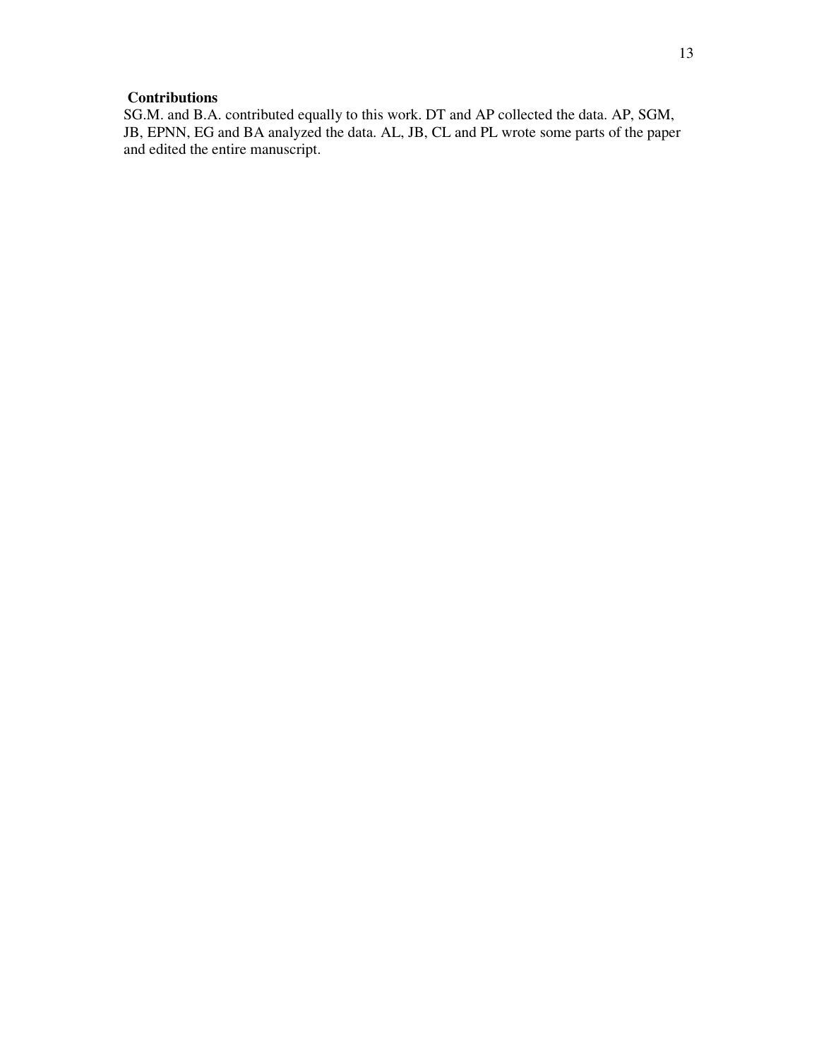## Contributions

SG.M. and B.A. contributed equally to this work. DT and AP collected the data. AP, SGM, JB, EPNN, EG and BA analyzed the data. AL, JB, CL and PL wrote some parts of the paper and edited the entire manuscript.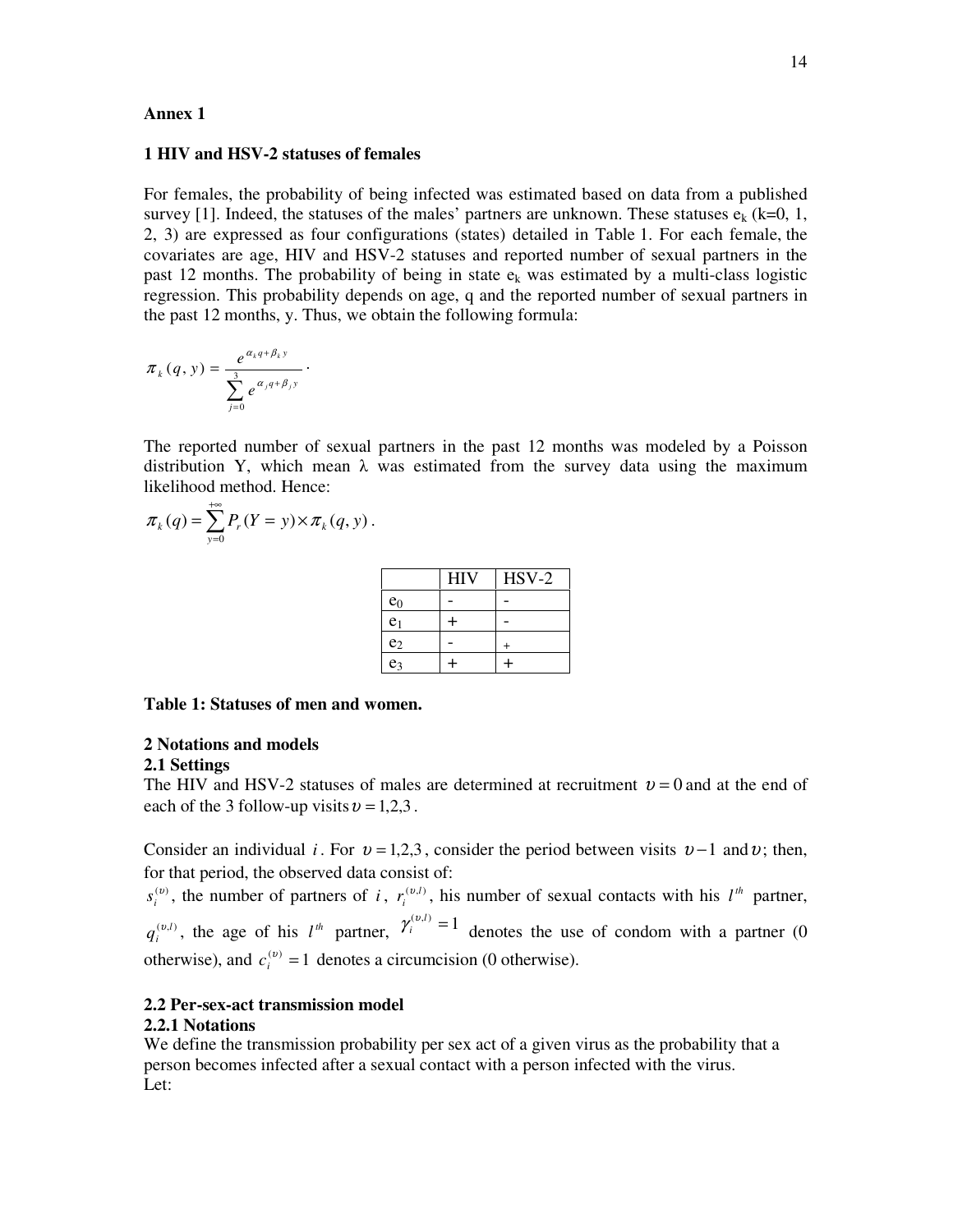**Annex 1**

## 1 HIV and HSV-2 statuses of females

For females, the probability of being infected was estimated based on data from a published survey [1]. Indeed, the statuses of the males' partners are unknown. These statuses $e_k$ (k=0, 1, 2, 3) are expressed as four configurations (states) detailed in Table 1. For each female, the covariates are age, HIV and HSV-2 statuses and reported number of sexual partners in the past 12 months. The probability of being in state $e_k$ was estimated by a multi-class logistic regression. This probability depends on age, q and the reported number of sexual partners in the past 12 months, y. Thus, we obtain the following formula:

$$\pi_k(q, y) = \frac{e^{\alpha_k q + \beta_k y}}{\sum_{j=0}^{3} e^{\alpha_j q + \beta_j y}}.$$

The reported number of sexual partners in the past 12 months was modeled by a Poisson distribution Y, which mean λ was estimated from the survey data using the maximum likelihood method. Hence:

$$\pi_k(q) = \sum_{y=0}^{+\infty} P_r(Y = y) \times \pi_k(q, y).$$

| | HIV | HSV-2 |
|---|---|---|
| $e_0$ | - | - |
| $e_1$ | + | - |
| $e_2$ | - | + |
| $e_3$ | + | + |

**Table 1: Statuses of men and women.**

## 2 Notations and models

### 2.1 Settings

The HIV and HSV-2 statuses of males are determined at recruitment $\upsilon = 0$ and at the end of each of the 3 follow-up visits $\upsilon = 1,2,3$.

Consider an individual $i$. For $\upsilon = 1,2,3$, consider the period between visits $\upsilon - 1$ and $\upsilon$; then, for that period, the observed data consist of:

$s_i^{(\upsilon)}$, the number of partners of $i$, $r_i^{(\upsilon,l)}$, his number of sexual contacts with his $l^{th}$ partner, $q_i^{(\upsilon,l)}$, the age of his $l^{th}$ partner, $\gamma_i^{(\upsilon,l)} = 1$ denotes the use of condom with a partner (0 otherwise), and $c_i^{(\upsilon)} = 1$ denotes a circumcision (0 otherwise).

### 2.2 Per-sex-act transmission model

#### 2.2.1 Notations

We define the transmission probability per sex act of a given virus as the probability that a person becomes infected after a sexual contact with a person infected with the virus.

Let: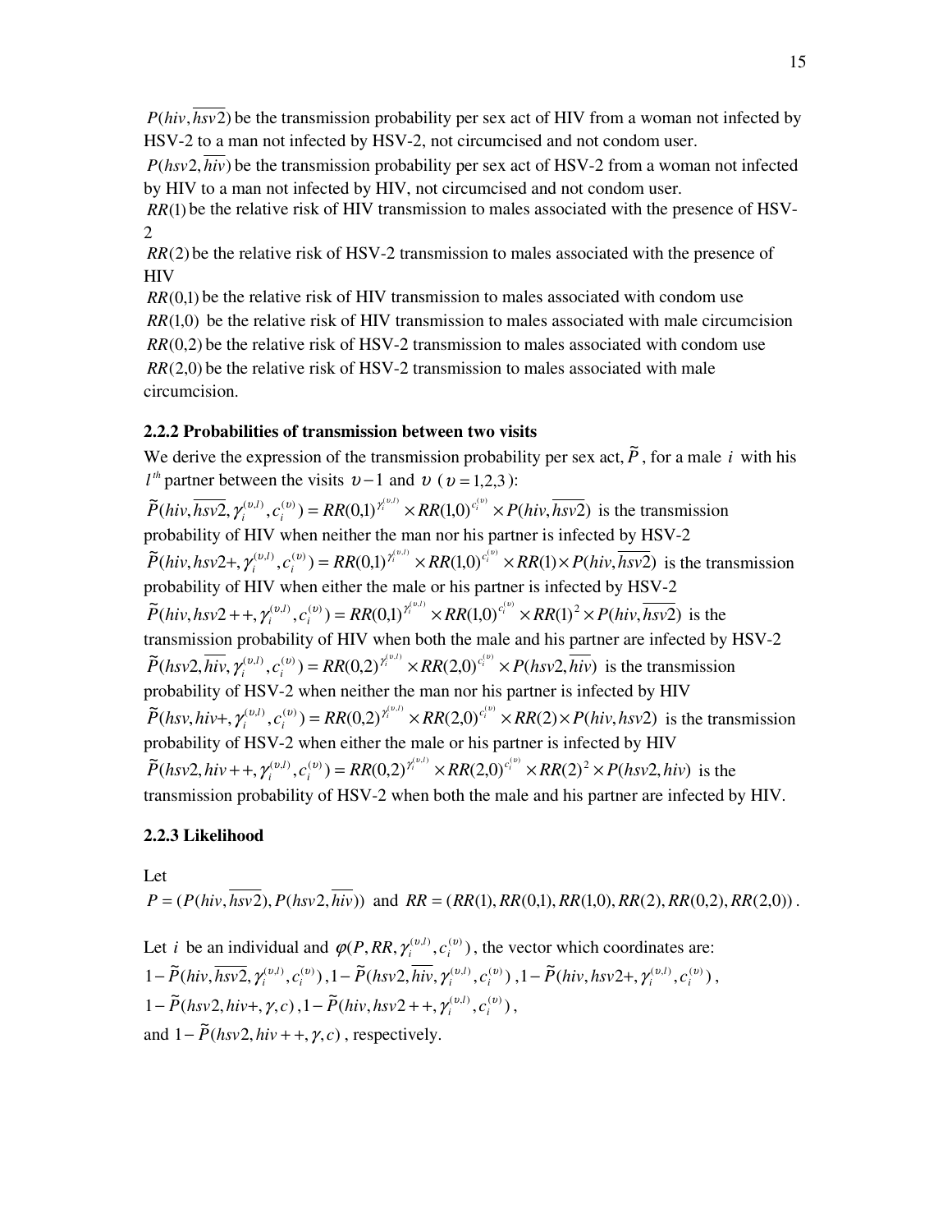$P(hiv, \overline{hsv2})$ be the transmission probability per sex act of HIV from a woman not infected by HSV-2 to a man not infected by HSV-2, not circumcised and not condom user.

$P(hsv2, \overline{hiv})$ be the transmission probability per sex act of HSV-2 from a woman not infected by HIV to a man not infected by HIV, not circumcised and not condom user.

$RR(1)$ be the relative risk of HIV transmission to males associated with the presence of HSV-2

$RR(2)$ be the relative risk of HSV-2 transmission to males associated with the presence of HIV

$RR(0,1)$ be the relative risk of HIV transmission to males associated with condom use

$RR(1,0)$ be the relative risk of HIV transmission to males associated with male circumcision

$RR(0,2)$ be the relative risk of HSV-2 transmission to males associated with condom use

$RR(2,0)$ be the relative risk of HSV-2 transmission to males associated with male circumcision.

### 2.2.2 Probabilities of transmission between two visits

We derive the expression of the transmission probability per sex act, $\tilde{P}$, for a male $i$ with his $l^{th}$ partner between the visits $\upsilon-1$ and $\upsilon$ ($\upsilon = 1,2,3$):

$\tilde{P}(hiv, \overline{hsv2}, \gamma_i^{(\upsilon,l)}, c_i^{(\upsilon)}) = RR(0,1)^{\gamma_i^{(\upsilon,l)}} \times RR(1,0)^{c_i^{(\upsilon)}} \times P(hiv, \overline{hsv2})$ is the transmission probability of HIV when neither the man nor his partner is infected by HSV-2

$\tilde{P}(hiv, hsv2+, \gamma_i^{(\upsilon,l)}, c_i^{(\upsilon)}) = RR(0,1)^{\gamma_i^{(\upsilon,l)}} \times RR(1,0)^{c_i^{(\upsilon)}} \times RR(1) \times P(hiv, \overline{hsv2})$ is the transmission probability of HIV when either the male or his partner is infected by HSV-2

$\tilde{P}(hiv, hsv2++, \gamma_i^{(\upsilon,l)}, c_i^{(\upsilon)}) = RR(0,1)^{\gamma_i^{(\upsilon,l)}} \times RR(1,0)^{c_i^{(\upsilon)}} \times RR(1)^2 \times P(hiv, \overline{hsv2})$ is the transmission probability of HIV when both the male and his partner are infected by HSV-2

$\tilde{P}(hsv2, \overline{hiv}, \gamma_i^{(\upsilon,l)}, c_i^{(\upsilon)}) = RR(0,2)^{\gamma_i^{(\upsilon,l)}} \times RR(2,0)^{c_i^{(\upsilon)}} \times P(hsv2, \overline{hiv})$ is the transmission probability of HSV-2 when neither the man nor his partner is infected by HIV

$\tilde{P}(hsv, hiv+, \gamma_i^{(\upsilon,l)}, c_i^{(\upsilon)}) = RR(0,2)^{\gamma_i^{(\upsilon,l)}} \times RR(2,0)^{c_i^{(\upsilon)}} \times RR(2) \times P(hiv, hsv2)$ is the transmission probability of HSV-2 when either the male or his partner is infected by HIV

$\tilde{P}(hsv2, hiv++, \gamma_i^{(\upsilon,l)}, c_i^{(\upsilon)}) = RR(0,2)^{\gamma_i^{(\upsilon,l)}} \times RR(2,0)^{c_i^{(\upsilon)}} \times RR(2)^2 \times P(hsv2, hiv)$ is the transmission probability of HSV-2 when both the male and his partner are infected by HIV.

### 2.2.3 Likelihood

Let

$P = (P(hiv, \overline{hsv2}), P(hsv2, \overline{hiv}))$ and $RR = (RR(1), RR(0,1), RR(1,0), RR(2), RR(0,2), RR(2,0))$.

Let $i$ be an individual and $\varphi(P, RR, \gamma_i^{(\upsilon,l)}, c_i^{(\upsilon)})$, the vector which coordinates are:

$1 - \tilde{P}(hiv, \overline{hsv2}, \gamma_i^{(\upsilon,l)}, c_i^{(\upsilon)})$, $1 - \tilde{P}(hsv2, \overline{hiv}, \gamma_i^{(\upsilon,l)}, c_i^{(\upsilon)})$, $1 - \tilde{P}(hiv, hsv2+, \gamma_i^{(\upsilon,l)}, c_i^{(\upsilon)})$,

$1 - \tilde{P}(hsv2, hiv+, \gamma, c)$, $1 - \tilde{P}(hiv, hsv2++, \gamma_i^{(\upsilon,l)}, c_i^{(\upsilon)})$,

and $1 - \tilde{P}(hsv2, hiv++, \gamma, c)$, respectively.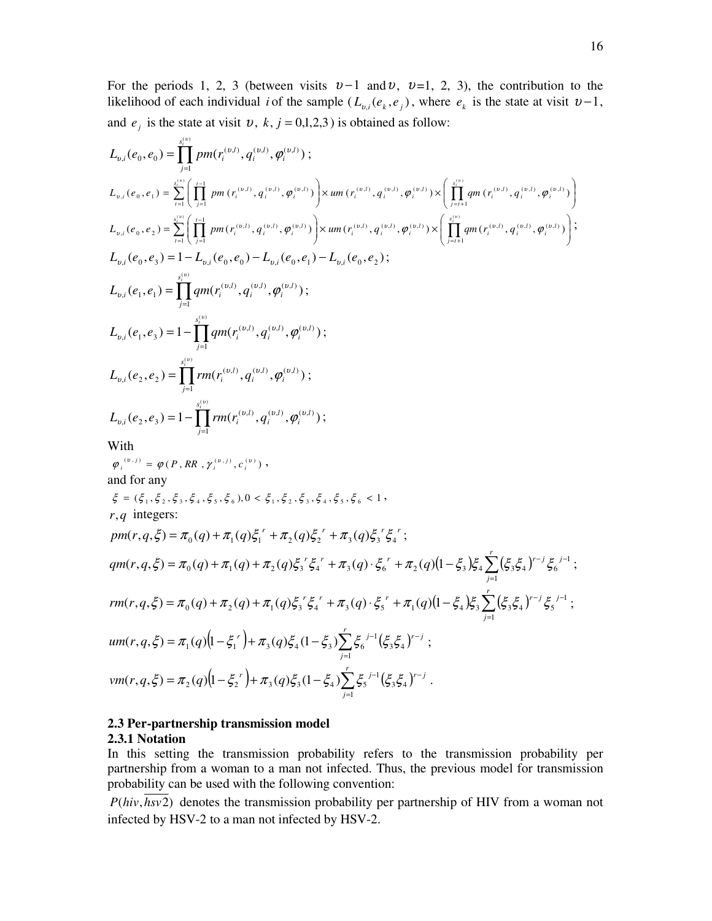For the periods 1, 2, 3 (between visits $\upsilon-1$ and $\upsilon$, $\upsilon$=1, 2, 3), the contribution to the likelihood of each individual $i$ of the sample ($L_{\upsilon,i}(e_k, e_j)$, where $e_k$ is the state at visit $\upsilon-1$, and $e_j$ is the state at visit $\upsilon$, $k, j = 0,1,2,3$) is obtained as follow:

$$L_{\upsilon,i}(e_0, e_0) = \prod_{j=1}^{s_i^{(\upsilon)}} pm(r_i^{(\upsilon,l)}, q_i^{(\upsilon,l)}, \varphi_i^{(\upsilon,l)});$$

$$L_{\upsilon,i}(e_0, e_1) = \sum_{t=1}^{s_i^{(\upsilon)}} \left( \prod_{j=1}^{t-1} pm(r_i^{(\upsilon,l)}, q_i^{(\upsilon,l)}, \varphi_i^{(\upsilon,l)}) \right) \times um(r_i^{(\upsilon,l)}, q_i^{(\upsilon,l)}, \varphi_i^{(\upsilon,l)}) \times \left( \prod_{j=t+1}^{s_i^{(\upsilon)}} qm(r_i^{(\upsilon,l)}, q_i^{(\upsilon,l)}, \varphi_i^{(\upsilon,l)}) \right)$$

$$L_{\upsilon,i}(e_0, e_2) = \sum_{t=1}^{s_i^{(\upsilon)}} \left( \prod_{j=1}^{t-1} pm(r_i^{(\upsilon,l)}, q_i^{(\upsilon,l)}, \varphi_i^{(\upsilon,l)}) \right) \times um(r_i^{(\upsilon,l)}, q_i^{(\upsilon,l)}, \varphi_i^{(\upsilon,l)}) \times \left( \prod_{j=t+1}^{s_i^{(\upsilon)}} qm(r_i^{(\upsilon,l)}, q_i^{(\upsilon,l)}, \varphi_i^{(\upsilon,l)}) \right);$$

$$L_{\upsilon,i}(e_0, e_3) = 1 - L_{\upsilon,i}(e_0, e_0) - L_{\upsilon,i}(e_0, e_1) - L_{\upsilon,i}(e_0, e_2);$$

$$L_{\upsilon,i}(e_1, e_1) = \prod_{j=1}^{s_i^{(\upsilon)}} qm(r_i^{(\upsilon,l)}, q_i^{(\upsilon,l)}, \varphi_i^{(\upsilon,l)});$$

$$L_{\upsilon,i}(e_1, e_3) = 1 - \prod_{j=1}^{s_i^{(\upsilon)}} qm(r_i^{(\upsilon,l)}, q_i^{(\upsilon,l)}, \varphi_i^{(\upsilon,l)});$$

$$L_{\upsilon,i}(e_2, e_2) = \prod_{j=1}^{s_i^{(\upsilon)}} rm(r_i^{(\upsilon,l)}, q_i^{(\upsilon,l)}, \varphi_i^{(\upsilon,l)});$$

$$L_{\upsilon,i}(e_2, e_3) = 1 - \prod_{j=1}^{s_i^{(\upsilon)}} rm(r_i^{(\upsilon,l)}, q_i^{(\upsilon,l)}, \varphi_i^{(\upsilon,l)});$$

With

$\varphi_i^{(\upsilon,j)} = \varphi(P, RR, \gamma_i^{(\upsilon,j)}, c_i^{(\upsilon)})$,

and for any

$\xi = (\xi_1, \xi_2, \xi_3, \xi_4, \xi_5, \xi_6), 0 < \xi_1, \xi_2, \xi_3, \xi_4, \xi_5, \xi_6 < 1$,

$r, q$ integers:

$$pm(r, q, \xi) = \pi_0(q) + \pi_1(q)\xi_1^{\,r} + \pi_2(q)\xi_2^{\,r} + \pi_3(q)\xi_3^{\,r}\xi_4^{\,r};$$

$$qm(r, q, \xi) = \pi_0(q) + \pi_1(q) + \pi_2(q)\xi_3^{\,r}\xi_4^{\,r} + \pi_3(q)\cdot\xi_6^{\,r} + \pi_2(q)(1-\xi_3)\xi_4\sum_{j=1}^{r}(\xi_3\xi_4)^{r-j}\xi_6^{\,j-1};$$

$$rm(r, q, \xi) = \pi_0(q) + \pi_2(q) + \pi_1(q)\xi_3^{\,r}\xi_4^{\,r} + \pi_3(q)\cdot\xi_5^{\,r} + \pi_1(q)(1-\xi_4)\xi_3\sum_{j=1}^{r}(\xi_3\xi_4)^{r-j}\xi_5^{\,j-1};$$

$$um(r, q, \xi) = \pi_1(q)\left(1-\xi_1^{\,r}\right) + \pi_3(q)\xi_4(1-\xi_3)\sum_{j=1}^{r}\xi_6^{\,j-1}(\xi_3\xi_4)^{r-j};$$

$$vm(r, q, \xi) = \pi_2(q)\left(1-\xi_2^{\,r}\right) + \pi_3(q)\xi_3(1-\xi_4)\sum_{j=1}^{r}\xi_5^{\,j-1}(\xi_3\xi_4)^{r-j}.$$

### 2.3 Per-partnership transmission model

#### 2.3.1 Notation

In this setting the transmission probability refers to the transmission probability per partnership from a woman to a man not infected. Thus, the previous model for transmission probability can be used with the following convention:

$P(hiv, \overline{hsv2})$ denotes the transmission probability per partnership of HIV from a woman not infected by HSV-2 to a man not infected by HSV-2.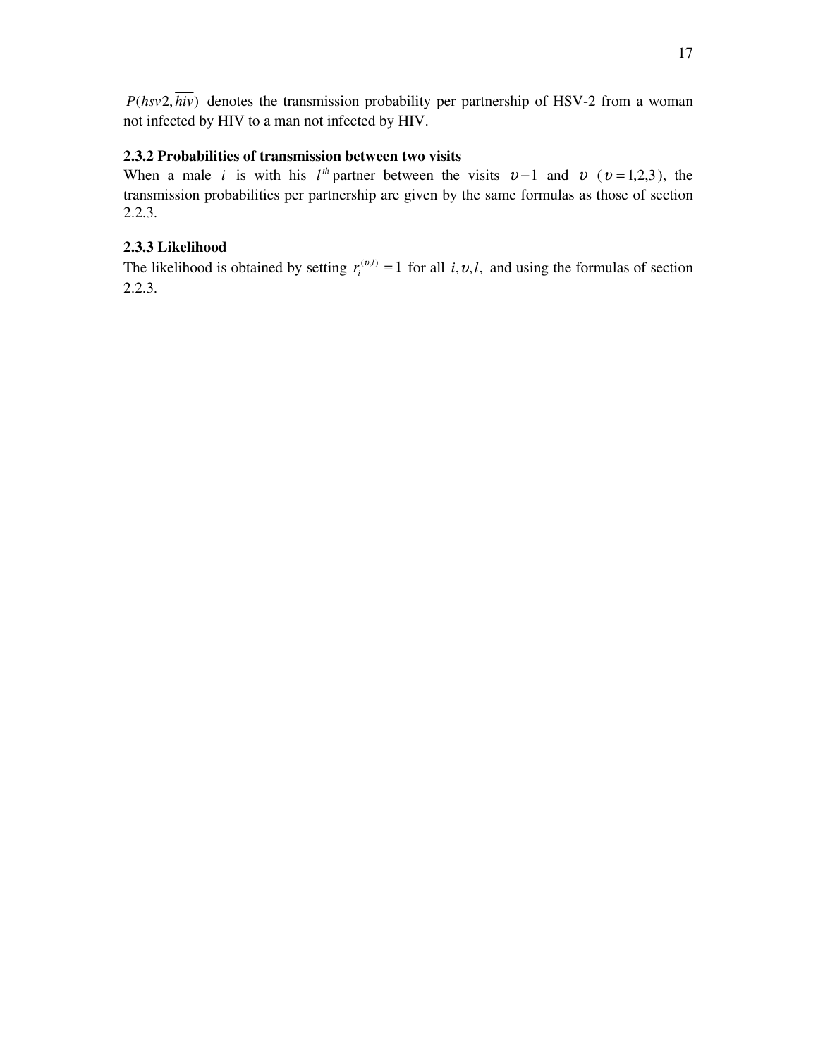$P(hsv2,\overline{hiv})$ denotes the transmission probability per partnership of HSV-2 from a woman not infected by HIV to a man not infected by HIV.

### 2.3.2 Probabilities of transmission between two visits

When a male $i$ is with his $l^{th}$ partner between the visits $\upsilon - 1$ and $\upsilon$ ($\upsilon = 1,2,3$), the transmission probabilities per partnership are given by the same formulas as those of section 2.2.3.

### 2.3.3 Likelihood

The likelihood is obtained by setting $r_i^{(\upsilon,l)} = 1$ for all $i, \upsilon, l,$ and using the formulas of section 2.2.3.